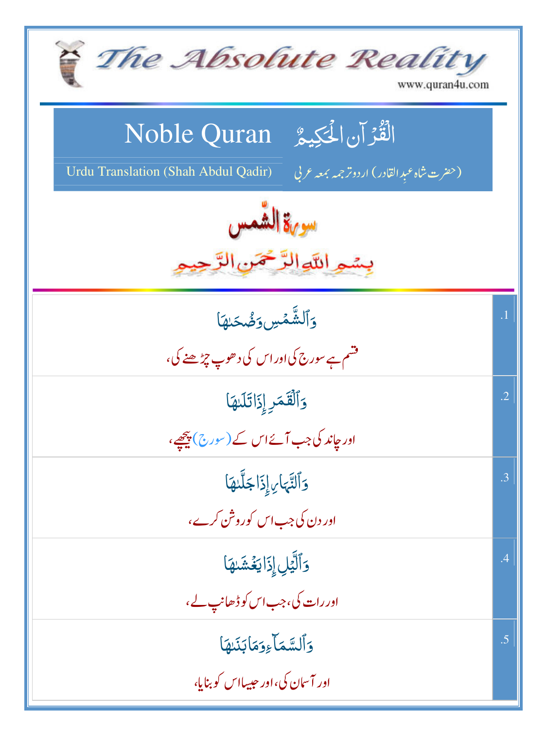# The Absolute Reality

www.quran4u.com

## Noble Quran — الْقُرْآنِ الْحَكِيمُ

Urdu Translation (Shah Abdul Qadir) — (حضرت شاہ عبدالقادر) اردو ترجمہ بمعہ عربی

## سورة الشمس

بِسۡمِ اللّٰہِ الرَّحۡمٰنِ الرَّحِیۡمِ

| | |
|---|---|
| وَٱلشَّمۡسِ وَضُحَىٰهَا<br>قسم ہے سورج کی اور اس کی دھوپ چڑھنے کی، | .1 |
| وَٱلۡقَمَرِ إِذَا تَلَىٰهَا<br>اور چاند کی جب آئے اس کے (سورج) پیچھے، | .2 |
| وَٱلنَّهَارِ إِذَا جَلَّىٰهَا<br>اور دن کی جب اس کو روشن کرے، | .3 |
| وَٱلَّيۡلِ إِذَا يَغۡشَىٰهَا<br>اور رات کی، جب اس کو ڈھانپ لے، | .4 |
| وَٱلسَّمَآءِ وَمَا بَنَىٰهَا<br>اور آسمان کی، اور جیسا اس کو بنایا، | .5 |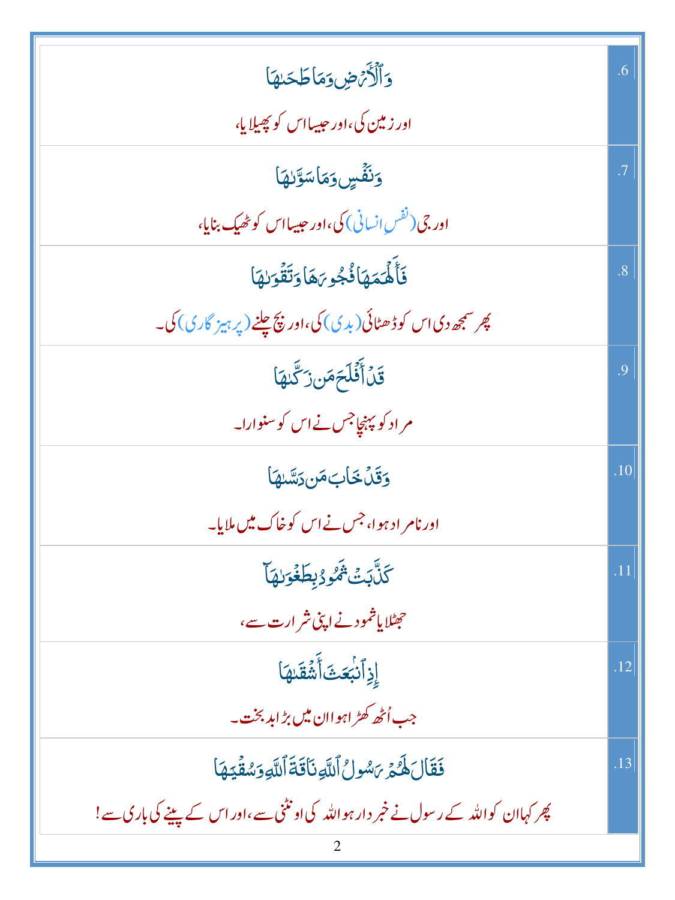| | |
|---|---|
| وَٱلۡأَرۡضِ وَمَا طَحَىٰهَا<br>اور زمین کی، اور جیسا اس کو پھیلایا، | .6 |
| وَنَفۡسٖ وَمَا سَوَّىٰهَا<br>اور جی (نفسِ انسانی) کی، اور جیسا اس کو ٹھیک بنایا، | .7 |
| فَأَلۡهَمَهَا فُجُورَهَا وَتَقۡوَىٰهَا<br>پھر سمجھ دی اس کو ڈھٹائی (بدی) کی، اور بچ چلنے (پرہیز گاری) کی۔ | .8 |
| قَدۡ أَفۡلَحَ مَن زَكَّىٰهَا<br>مراد کو پہنچا جس نے اس کو سنوارا۔ | .9 |
| وَقَدۡ خَابَ مَن دَسَّىٰهَا<br>اور نامراد ہوا، جس نے اس کو خاک میں ملایا۔ | .10 |
| كَذَّبَتۡ ثَمُودُ بِطَغۡوَىٰهَآ<br>جھٹلایا ثمود نے اپنی شرارت سے، | .11 |
| إِذِ ٱنۢبَعَثَ أَشۡقَىٰهَا<br>جب اُٹھ کھڑا ہوا ان میں بڑا بدبخت۔ | .12 |
| فَقَالَ لَهُمۡ رَسُولُ ٱللَّهِ نَاقَةَ ٱللَّهِ وَسُقۡيَٰهَا<br>پھر کہا ان کو اللہ کے رسول نے خبر دار ہو اللہ کی اونٹنی سے، اور اس کے پینے کی باری سے! | .13 |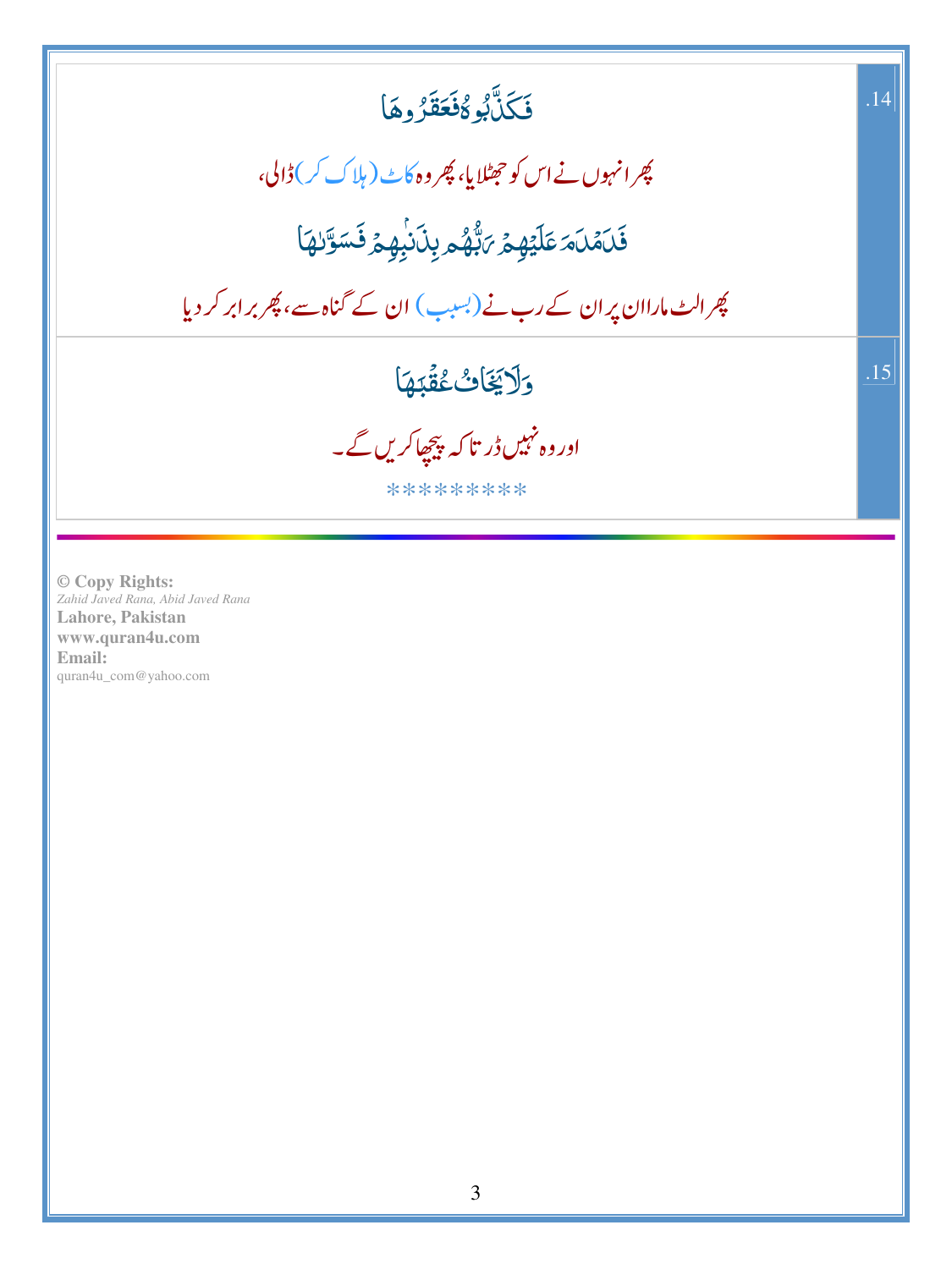| | |
|---|---|
| .14 | فَكَذَّبُوهُ فَعَقَرُوهَا<br><br>پھر انہوں نے اس کو جھٹلایا، پھر وہ کاٹ (ہلاک کر) ڈالی،<br><br>فَدَمْدَمَ عَلَيْهِمْ رَبُّهُم بِذَنبِهِمْ فَسَوَّاهَا<br><br>پھر الٹ مارا ان پر ان کے رب نے (بسبب) ان کے گناہ سے، پھر برابر کر دیا |
| .15 | وَلَا يَخَافُ عُقْبَاهَا<br><br>اور وہ نہیں ڈرتا کہ پیچھا کریں گے۔<br><br>********* |

© **Copy Rights:**
*Zahid Javed Rana, Abid Javed Rana*
**Lahore, Pakistan**
**www.quran4u.com**
**Email:**
quran4u_com@yahoo.com